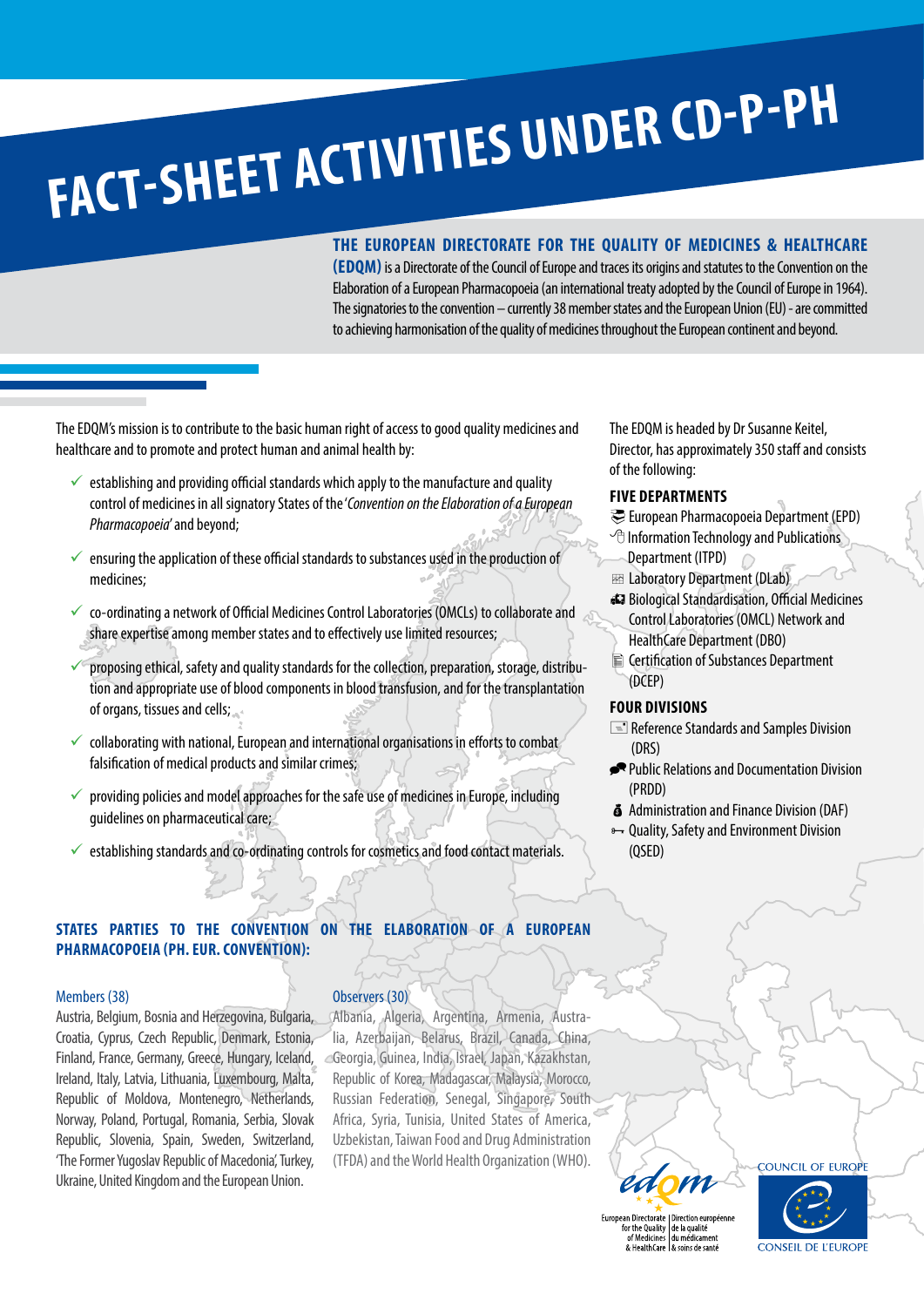# FACT-SHEET ACTIVITIES UNDER CD-P-PH

**THE EUROPEAN DIRECTORATE FOR THE QUALITY OF MEDICINES & HEALTHCARE (EDQM)** is a Directorate of the Council of Europe and traces its origins and statutes to the Convention on the Elaboration of a European Pharmacopoeia (an international treaty adopted by the Council of Europe in 1964). The signatories to the convention – currently 38 member states and the European Union (EU) - are committed to achieving harmonisation of the quality of medicines throughout the European continent and beyond.

The EDQM's mission is to contribute to the basic human right of access to good quality medicines and healthcare and to promote and protect human and animal health by:

- ✓ establishing and providing official standards which apply to the manufacture and quality control of medicines in all signatory States of the '*Convention on the Elaboration of a European Pharmacopoeia*' and beyond;
- ✓ ensuring the application of these official standards to substances used in the production of medicines;
- ✓ co-ordinating a network of Official Medicines Control Laboratories (OMCLs) to collaborate and share expertise among member states and to effectively use limited resources;
- ✓ proposing ethical, safety and quality standards for the collection, preparation, storage, distribution and appropriate use of blood components in blood transfusion, and for the transplantation of organs, tissues and cells;
- ✓ collaborating with national, European and international organisations in efforts to combat falsification of medical products and similar crimes;
- ✓ providing policies and model approaches for the safe use of medicines in Europe, including guidelines on pharmaceutical care;
- ✓ establishing standards and co-ordinating controls for cosmetics and food contact materials.

The EDQM is headed by Dr Susanne Keitel, Director, has approximately 350 staff and consists of the following:

### FIVE DEPARTMENTS

- European Pharmacopoeia Department (EPD)
- Information Technology and Publications Department (ITPD)
- Laboratory Department (DLab)
- Biological Standardisation, Official Medicines Control Laboratories (OMCL) Network and HealthCare Department (DBO)
- Certification of Substances Department (DCEP)

### FOUR DIVISIONS

- Reference Standards and Samples Division (DRS)
- Public Relations and Documentation Division (PRDD)
- Administration and Finance Division (DAF)
- Quality, Safety and Environment Division (QSED)

## STATES PARTIES TO THE CONVENTION ON THE ELABORATION OF A EUROPEAN PHARMACOPOEIA (PH. EUR. CONVENTION):

**Members (38)**

Austria, Belgium, Bosnia and Herzegovina, Bulgaria, Croatia, Cyprus, Czech Republic, Denmark, Estonia, Finland, France, Germany, Greece, Hungary, Iceland, Ireland, Italy, Latvia, Lithuania, Luxembourg, Malta, Republic of Moldova, Montenegro, Netherlands, Norway, Poland, Portugal, Romania, Serbia, Slovak Republic, Slovenia, Spain, Sweden, Switzerland, 'The Former Yugoslav Republic of Macedonia', Turkey, Ukraine, United Kingdom and the European Union.

**Observers (30)**

Albania, Algeria, Argentina, Armenia, Australia, Azerbaijan, Belarus, Brazil, Canada, China, Georgia, Guinea, India, Israel, Japan, Kazakhstan, Republic of Korea, Madagascar, Malaysia, Morocco, Russian Federation, Senegal, Singapore, South Africa, Syria, Tunisia, United States of America, Uzbekistan, Taiwan Food and Drug Administration (TFDA) and the World Health Organization (WHO).

edqm
European Directorate for the Quality of Medicines & HealthCare | Direction européenne de la qualité du médicament & soins de santé

COUNCIL OF EUROPE
CONSEIL DE L'EUROPE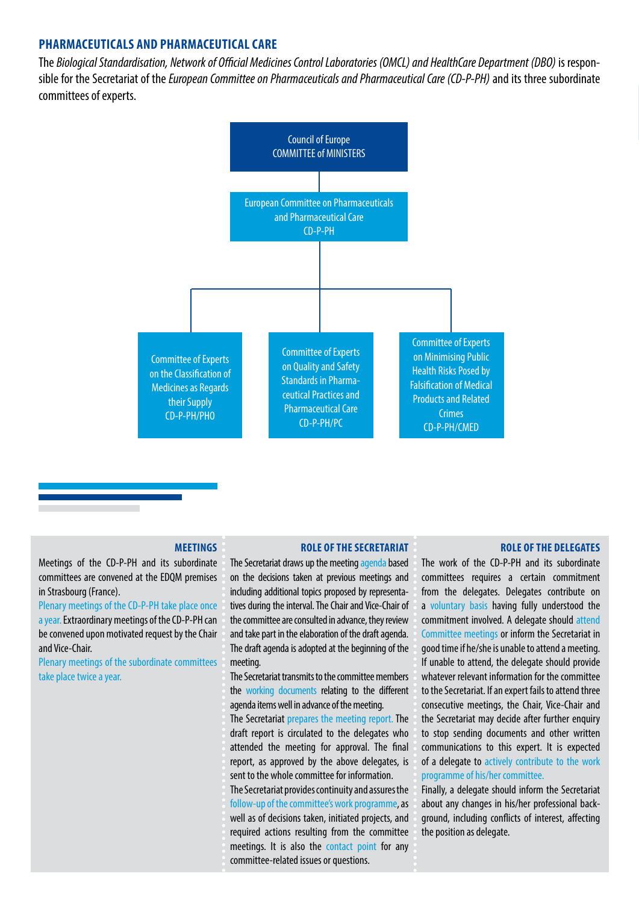## PHARMACEUTICALS AND PHARMACEUTICAL CARE

The *Biological Standardisation, Network of Official Medicines Control Laboratories (OMCL) and HealthCare Department (DBO)* is responsible for the Secretariat of the *European Committee on Pharmaceuticals and Pharmaceutical Care (CD-P-PH)* and its three subordinate committees of experts.

Council of Europe
COMMITTEE of MINISTERS

European Committee on Pharmaceuticals and Pharmaceutical Care
CD-P-PH

- Committee of Experts on the Classification of Medicines as Regards their Supply
CD-P-PH/PHO
- Committee of Experts on Quality and Safety Standards in Pharmaceutical Practices and Pharmaceutical Care
CD-P-PH/PC
- Committee of Experts on Minimising Public Health Risks Posed by Falsification of Medical Products and Related Crimes
CD-P-PH/CMED

### MEETINGS

Meetings of the CD-P-PH and its subordinate committees are convened at the EDQM premises in Strasbourg (France).

Plenary meetings of the CD-P-PH take place once a year. Extraordinary meetings of the CD-P-PH can be convened upon motivated request by the Chair and Vice-Chair.

Plenary meetings of the subordinate committees take place twice a year.

### ROLE OF THE SECRETARIAT

The Secretariat draws up the meeting agenda based on the decisions taken at previous meetings and including additional topics proposed by representatives during the interval. The Chair and Vice-Chair of the committee are consulted in advance, they review and take part in the elaboration of the draft agenda. The draft agenda is adopted at the beginning of the meeting.

The Secretariat transmits to the committee members the working documents relating to the different agenda items well in advance of the meeting.

The Secretariat prepares the meeting report. The draft report is circulated to the delegates who attended the meeting for approval. The final report, as approved by the above delegates, is sent to the whole committee for information.

The Secretariat provides continuity and assures the follow-up of the committee's work programme, as well as of decisions taken, initiated projects, and required actions resulting from the committee meetings. It is also the contact point for any committee-related issues or questions.

### ROLE OF THE DELEGATES

The work of the CD-P-PH and its subordinate committees requires a certain commitment from the delegates. Delegates contribute on a voluntary basis having fully understood the commitment involved. A delegate should attend Committee meetings or inform the Secretariat in good time if he/she is unable to attend a meeting. If unable to attend, the delegate should provide whatever relevant information for the committee to the Secretariat. If an expert fails to attend three consecutive meetings, the Chair, Vice-Chair and the Secretariat may decide after further enquiry to stop sending documents and other written communications to this expert. It is expected of a delegate to actively contribute to the work programme of his/her committee.

Finally, a delegate should inform the Secretariat about any changes in his/her professional background, including conflicts of interest, affecting the position as delegate.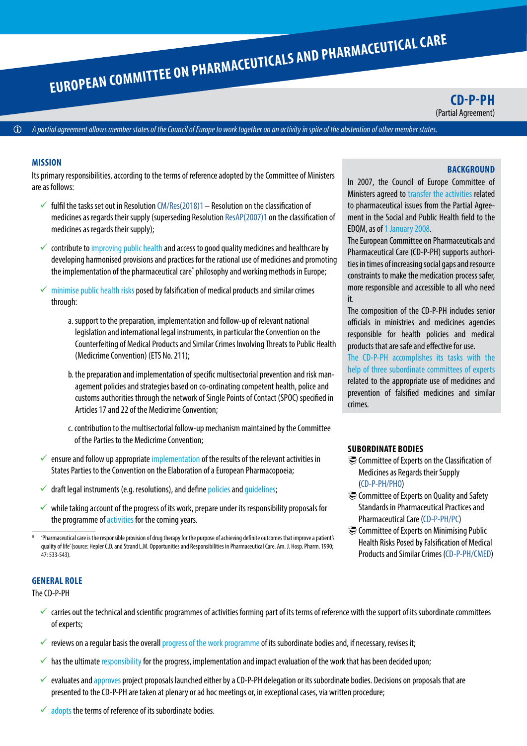# EUROPEAN COMMITTEE ON PHARMACEUTICALS AND PHARMACEUTICAL CARE

**CD-P-PH**
(Partial Agreement)

*A partial agreement allows member states of the Council of Europe to work together on an activity in spite of the abstention of other member states.*

## MISSION

Its primary responsibilities, according to the terms of reference adopted by the Committee of Ministers are as follows:

- fulfil the tasks set out in Resolution CM/Res(2018)1 – Resolution on the classification of medicines as regards their supply (superseding Resolution ResAP(2007)1 on the classification of medicines as regards their supply);
- contribute to improving public health and access to good quality medicines and healthcare by developing harmonised provisions and practices for the rational use of medicines and promoting the implementation of the pharmaceutical care* philosophy and working methods in Europe;
- minimise public health risks posed by falsification of medical products and similar crimes through:
  - a. support to the preparation, implementation and follow-up of relevant national legislation and international legal instruments, in particular the Convention on the Counterfeiting of Medical Products and Similar Crimes Involving Threats to Public Health (Medicrime Convention) (ETS No. 211);
  - b. the preparation and implementation of specific multisectorial prevention and risk management policies and strategies based on co-ordinating competent health, police and customs authorities through the network of Single Points of Contact (SPOC) specified in Articles 17 and 22 of the Medicrime Convention;
  - c. contribution to the multisectorial follow-up mechanism maintained by the Committee of the Parties to the Medicrime Convention;
- ensure and follow up appropriate implementation of the results of the relevant activities in States Parties to the Convention on the Elaboration of a European Pharmacopoeia;
- draft legal instruments (e.g. resolutions), and define policies and guidelines;
- while taking account of the progress of its work, prepare under its responsibility proposals for the programme of activities for the coming years.

\* 'Pharmaceutical care is the responsible provision of drug therapy for the purpose of achieving definite outcomes that improve a patient's quality of life' (source: Hepler C.D. and Strand L.M. Opportunities and Responsibilities in Pharmaceutical Care. Am. J. Hosp. Pharm. 1990; 47: 533-543).

## BACKGROUND

In 2007, the Council of Europe Committee of Ministers agreed to transfer the activities related to pharmaceutical issues from the Partial Agreement in the Social and Public Health field to the EDQM, as of 1 January 2008.

The European Committee on Pharmaceuticals and Pharmaceutical Care (CD-P-PH) supports authorities in times of increasing social gaps and resource constraints to make the medication process safer, more responsible and accessible to all who need it.

The composition of the CD-P-PH includes senior officials in ministries and medicines agencies responsible for health policies and medical products that are safe and effective for use.

The CD-P-PH accomplishes its tasks with the help of three subordinate committees of experts related to the appropriate use of medicines and prevention of falsified medicines and similar crimes.

## SUBORDINATE BODIES

- Committee of Experts on the Classification of Medicines as Regards their Supply (CD-P-PH/PHO)
- Committee of Experts on Quality and Safety Standards in Pharmaceutical Practices and Pharmaceutical Care (CD-P-PH/PC)
- Committee of Experts on Minimising Public Health Risks Posed by Falsification of Medical Products and Similar Crimes (CD-P-PH/CMED)

## GENERAL ROLE

The CD-P-PH

- carries out the technical and scientific programmes of activities forming part of its terms of reference with the support of its subordinate committees of experts;
- reviews on a regular basis the overall progress of the work programme of its subordinate bodies and, if necessary, revises it;
- has the ultimate responsibility for the progress, implementation and impact evaluation of the work that has been decided upon;
- evaluates and approves project proposals launched either by a CD-P-PH delegation or its subordinate bodies. Decisions on proposals that are presented to the CD-P-PH are taken at plenary or ad hoc meetings or, in exceptional cases, via written procedure;
- adopts the terms of reference of its subordinate bodies.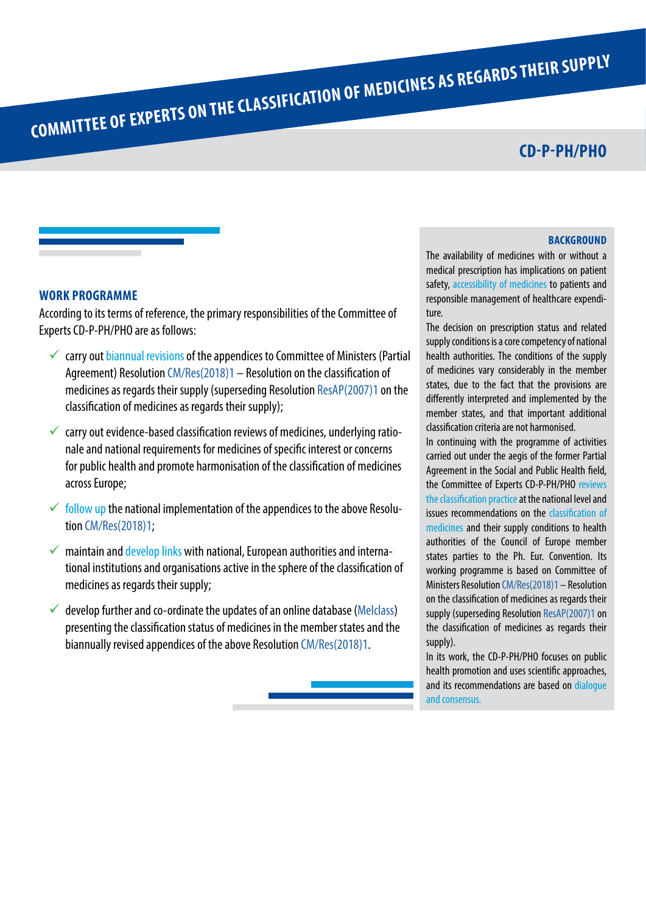# COMMITTEE OF EXPERTS ON THE CLASSIFICATION OF MEDICINES AS REGARDS THEIR SUPPLY

## CD-P-PH/PHO

### WORK PROGRAMME

According to its terms of reference, the primary responsibilities of the Committee of Experts CD-P-PH/PHO are as follows:

- carry out biannual revisions of the appendices to Committee of Ministers (Partial Agreement) Resolution CM/Res(2018)1 – Resolution on the classification of medicines as regards their supply (superseding Resolution ResAP(2007)1 on the classification of medicines as regards their supply);
- carry out evidence-based classification reviews of medicines, underlying rationale and national requirements for medicines of specific interest or concerns for public health and promote harmonisation of the classification of medicines across Europe;
- follow up the national implementation of the appendices to the above Resolution CM/Res(2018)1;
- maintain and develop links with national, European authorities and international institutions and organisations active in the sphere of the classification of medicines as regards their supply;
- develop further and co-ordinate the updates of an online database (Melclass) presenting the classification status of medicines in the member states and the biannually revised appendices of the above Resolution CM/Res(2018)1.

### BACKGROUND

The availability of medicines with or without a medical prescription has implications on patient safety, accessibility of medicines to patients and responsible management of healthcare expenditure.

The decision on prescription status and related supply conditions is a core competency of national health authorities. The conditions of the supply of medicines vary considerably in the member states, due to the fact that the provisions are differently interpreted and implemented by the member states, and that important additional classification criteria are not harmonised.

In continuing with the programme of activities carried out under the aegis of the former Partial Agreement in the Social and Public Health field, the Committee of Experts CD-P-PH/PHO reviews the classification practice at the national level and issues recommendations on the classification of medicines and their supply conditions to health authorities of the Council of Europe member states parties to the Ph. Eur. Convention. Its working programme is based on Committee of Ministers Resolution CM/Res(2018)1 – Resolution on the classification of medicines as regards their supply (superseding Resolution ResAP(2007)1 on the classification of medicines as regards their supply).

In its work, the CD-P-PH/PHO focuses on public health promotion and uses scientific approaches, and its recommendations are based on dialogue and consensus.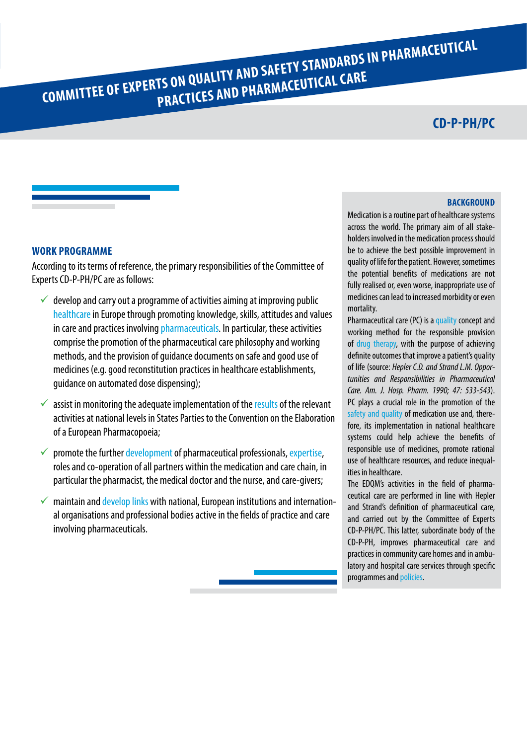# COMMITTEE OF EXPERTS ON QUALITY AND SAFETY STANDARDS IN PHARMACEUTICAL PRACTICES AND PHARMACEUTICAL CARE

## CD-P-PH/PC

### WORK PROGRAMME

According to its terms of reference, the primary responsibilities of the Committee of Experts CD-P-PH/PC are as follows:

- develop and carry out a programme of activities aiming at improving public healthcare in Europe through promoting knowledge, skills, attitudes and values in care and practices involving pharmaceuticals. In particular, these activities comprise the promotion of the pharmaceutical care philosophy and working methods, and the provision of guidance documents on safe and good use of medicines (e.g. good reconstitution practices in healthcare establishments, guidance on automated dose dispensing);
- assist in monitoring the adequate implementation of the results of the relevant activities at national levels in States Parties to the Convention on the Elaboration of a European Pharmacopoeia;
- promote the further development of pharmaceutical professionals, expertise, roles and co-operation of all partners within the medication and care chain, in particular the pharmacist, the medical doctor and the nurse, and care-givers;
- maintain and develop links with national, European institutions and international organisations and professional bodies active in the fields of practice and care involving pharmaceuticals.

### BACKGROUND

Medication is a routine part of healthcare systems across the world. The primary aim of all stakeholders involved in the medication process should be to achieve the best possible improvement in quality of life for the patient. However, sometimes the potential benefits of medications are not fully realised or, even worse, inappropriate use of medicines can lead to increased morbidity or even mortality.

Pharmaceutical care (PC) is a quality concept and working method for the responsible provision of drug therapy, with the purpose of achieving definite outcomes that improve a patient's quality of life (source: *Hepler C.D. and Strand L.M. Opportunities and Responsibilities in Pharmaceutical Care. Am. J. Hosp. Pharm. 1990; 47: 533-543*). PC plays a crucial role in the promotion of the safety and quality of medication use and, therefore, its implementation in national healthcare systems could help achieve the benefits of responsible use of medicines, promote rational use of healthcare resources, and reduce inequalities in healthcare.

The EDQM's activities in the field of pharmaceutical care are performed in line with Hepler and Strand's definition of pharmaceutical care, and carried out by the Committee of Experts CD-P-PH/PC. This latter, subordinate body of the CD-P-PH, improves pharmaceutical care and practices in community care homes and in ambulatory and hospital care services through specific programmes and policies.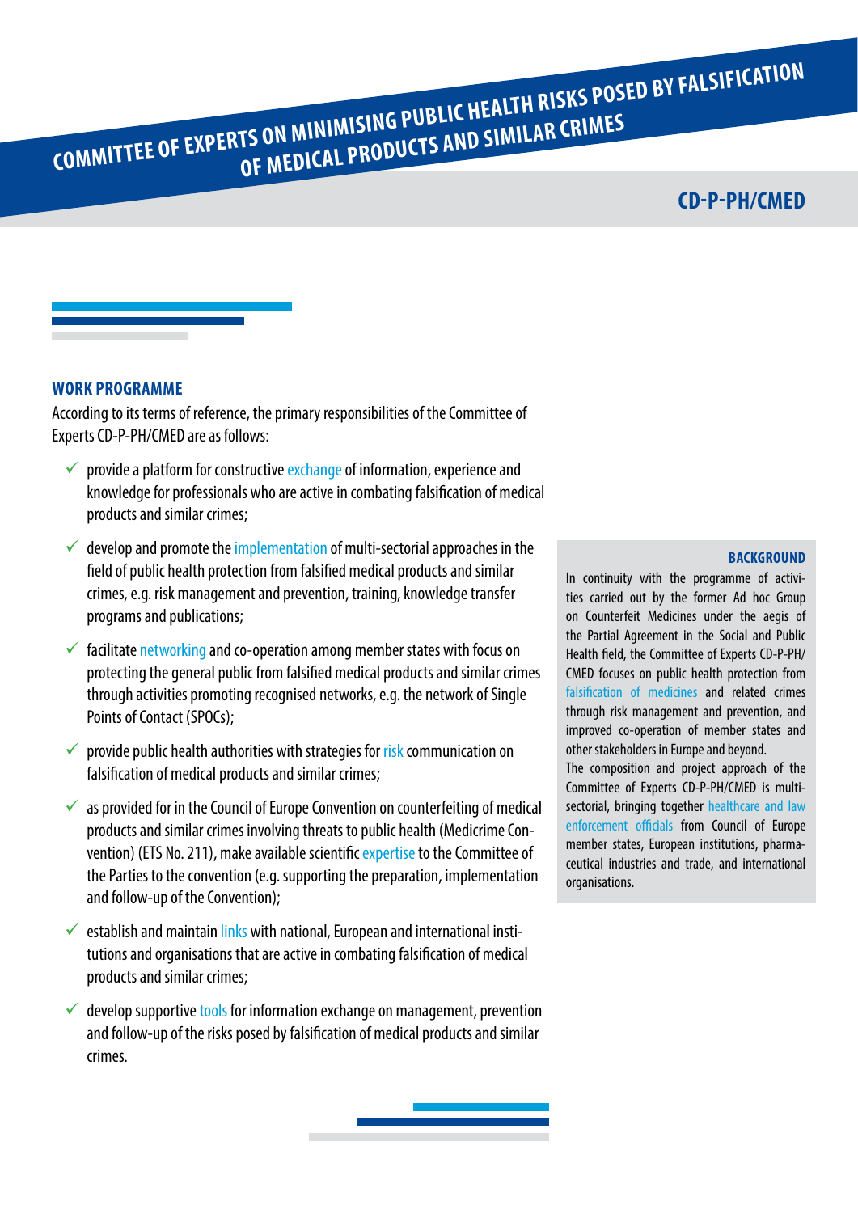# COMMITTEE OF EXPERTS ON MINIMISING PUBLIC HEALTH RISKS POSED BY FALSIFICATION OF MEDICAL PRODUCTS AND SIMILAR CRIMES

## CD-P-PH/CMED

### WORK PROGRAMME

According to its terms of reference, the primary responsibilities of the Committee of Experts CD-P-PH/CMED are as follows:

- ✓ provide a platform for constructive exchange of information, experience and knowledge for professionals who are active in combating falsification of medical products and similar crimes;
- ✓ develop and promote the implementation of multi-sectorial approaches in the field of public health protection from falsified medical products and similar crimes, e.g. risk management and prevention, training, knowledge transfer programs and publications;
- ✓ facilitate networking and co-operation among member states with focus on protecting the general public from falsified medical products and similar crimes through activities promoting recognised networks, e.g. the network of Single Points of Contact (SPOCs);
- ✓ provide public health authorities with strategies for risk communication on falsification of medical products and similar crimes;
- ✓ as provided for in the Council of Europe Convention on counterfeiting of medical products and similar crimes involving threats to public health (Medicrime Convention) (ETS No. 211), make available scientific expertise to the Committee of the Parties to the convention (e.g. supporting the preparation, implementation and follow-up of the Convention);
- ✓ establish and maintain links with national, European and international institutions and organisations that are active in combating falsification of medical products and similar crimes;
- ✓ develop supportive tools for information exchange on management, prevention and follow-up of the risks posed by falsification of medical products and similar crimes.

### BACKGROUND

In continuity with the programme of activities carried out by the former Ad hoc Group on Counterfeit Medicines under the aegis of the Partial Agreement in the Social and Public Health field, the Committee of Experts CD-P-PH/CMED focuses on public health protection from falsification of medicines and related crimes through risk management and prevention, and improved co-operation of member states and other stakeholders in Europe and beyond.

The composition and project approach of the Committee of Experts CD-P-PH/CMED is multi-sectorial, bringing together healthcare and law enforcement officials from Council of Europe member states, European institutions, pharmaceutical industries and trade, and international organisations.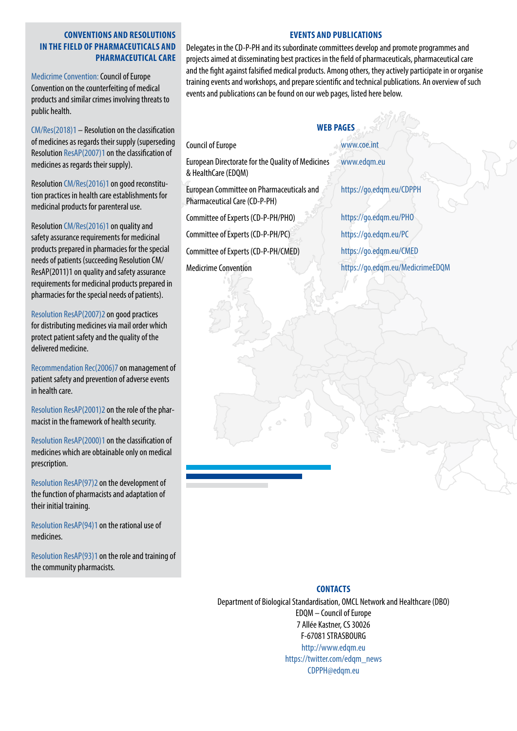## CONVENTIONS AND RESOLUTIONS IN THE FIELD OF PHARMACEUTICALS AND PHARMACEUTICAL CARE

Medicrime Convention: Council of Europe Convention on the counterfeiting of medical products and similar crimes involving threats to public health.

CM/Res(2018)1 – Resolution on the classification of medicines as regards their supply (superseding Resolution ResAP(2007)1 on the classification of medicines as regards their supply).

Resolution CM/Res(2016)1 on good reconstitution practices in health care establishments for medicinal products for parenteral use.

Resolution CM/Res(2016)1 on quality and safety assurance requirements for medicinal products prepared in pharmacies for the special needs of patients (succeeding Resolution CM/ResAP(2011)1 on quality and safety assurance requirements for medicinal products prepared in pharmacies for the special needs of patients).

Resolution ResAP(2007)2 on good practices for distributing medicines via mail order which protect patient safety and the quality of the delivered medicine.

Recommendation Rec(2006)7 on management of patient safety and prevention of adverse events in health care.

Resolution ResAP(2001)2 on the role of the pharmacist in the framework of health security.

Resolution ResAP(2000)1 on the classification of medicines which are obtainable only on medical prescription.

Resolution ResAP(97)2 on the development of the function of pharmacists and adaptation of their initial training.

Resolution ResAP(94)1 on the rational use of medicines.

Resolution ResAP(93)1 on the role and training of the community pharmacists.

## EVENTS AND PUBLICATIONS

Delegates in the CD-P-PH and its subordinate committees develop and promote programmes and projects aimed at disseminating best practices in the field of pharmaceuticals, pharmaceutical care and the fight against falsified medical products. Among others, they actively participate in or organise training events and workshops, and prepare scientific and technical publications. An overview of such events and publications can be found on our web pages, listed here below.

## WEB PAGES

| | |
|---|---|
| Council of Europe | www.coe.int |
| European Directorate for the Quality of Medicines & HealthCare (EDQM) | www.edqm.eu |
| European Committee on Pharmaceuticals and Pharmaceutical Care (CD-P-PH) | https://go.edqm.eu/CDPPH |
| Committee of Experts (CD-P-PH/PHO) | https://go.edqm.eu/PHO |
| Committee of Experts (CD-P-PH/PC) | https://go.edqm.eu/PC |
| Committee of Experts (CD-P-PH/CMED) | https://go.edqm.eu/CMED |
| Medicrime Convention | https://go.edqm.eu/MedicrimeEDQM |

## CONTACTS

Department of Biological Standardisation, OMCL Network and Healthcare (DBO)
EDQM – Council of Europe
7 Allée Kastner, CS 30026
F-67081 STRASBOURG
http://www.edqm.eu
https://twitter.com/edqm_news
CDPPH@edqm.eu